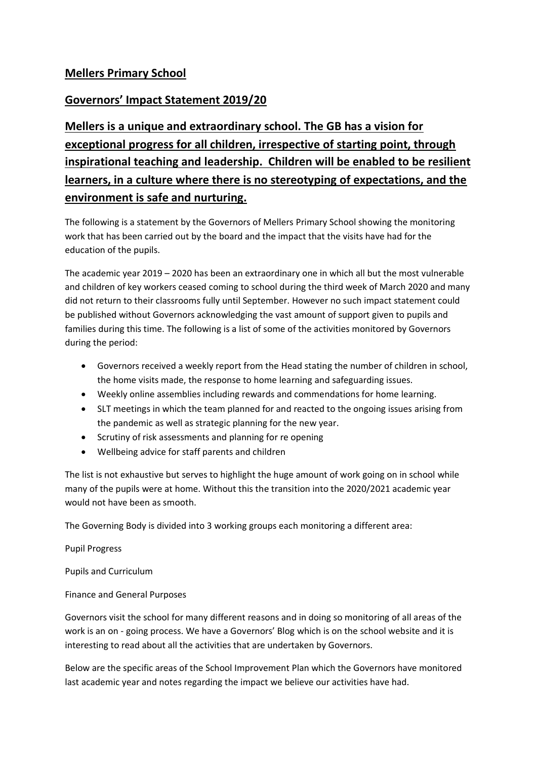## Mellers Primary School

## Governors' Impact Statement 2019/20

## Mellers is a unique and extraordinary school. The GB has a vision for exceptional progress for all children, irrespective of starting point, through inspirational teaching and leadership. Children will be enabled to be resilient learners, in a culture where there is no stereotyping of expectations, and the environment is safe and nurturing.

The following is a statement by the Governors of Mellers Primary School showing the monitoring work that has been carried out by the board and the impact that the visits have had for the education of the pupils.

The academic year 2019 – 2020 has been an extraordinary one in which all but the most vulnerable and children of key workers ceased coming to school during the third week of March 2020 and many did not return to their classrooms fully until September. However no such impact statement could be published without Governors acknowledging the vast amount of support given to pupils and families during this time. The following is a list of some of the activities monitored by Governors during the period:

- Governors received a weekly report from the Head stating the number of children in school, the home visits made, the response to home learning and safeguarding issues.
- Weekly online assemblies including rewards and commendations for home learning.
- SLT meetings in which the team planned for and reacted to the ongoing issues arising from the pandemic as well as strategic planning for the new year.
- Scrutiny of risk assessments and planning for re opening
- Wellbeing advice for staff parents and children

The list is not exhaustive but serves to highlight the huge amount of work going on in school while many of the pupils were at home. Without this the transition into the 2020/2021 academic year would not have been as smooth.

The Governing Body is divided into 3 working groups each monitoring a different area:

Pupil Progress

Pupils and Curriculum

Finance and General Purposes

Governors visit the school for many different reasons and in doing so monitoring of all areas of the work is an on - going process. We have a Governors' Blog which is on the school website and it is interesting to read about all the activities that are undertaken by Governors.

Below are the specific areas of the School Improvement Plan which the Governors have monitored last academic year and notes regarding the impact we believe our activities have had.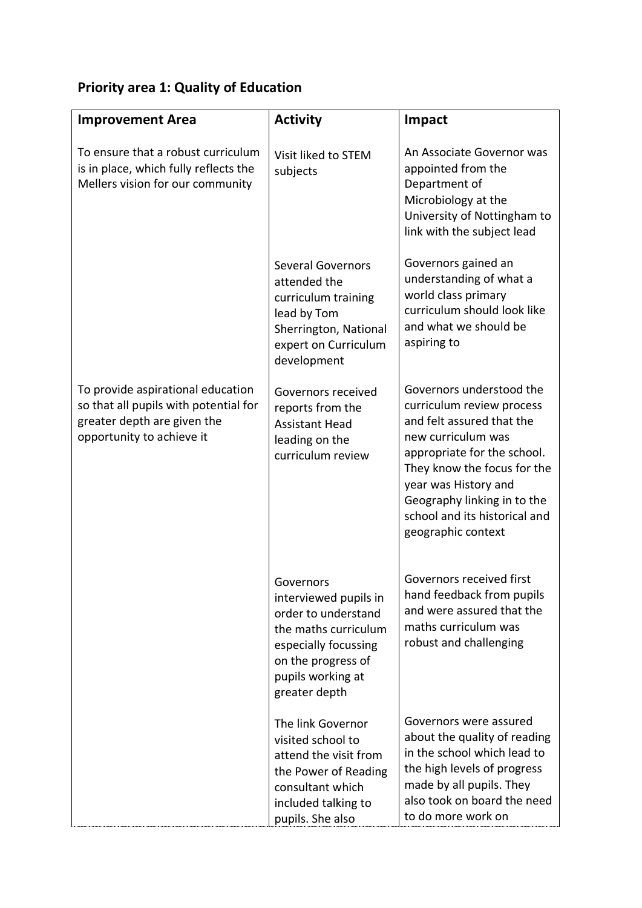## Priority area 1: Quality of Education

| Improvement Area | Activity | Impact |
|---|---|---|
| To ensure that a robust curriculum is in place, which fully reflects the Mellers vision for our community | Visit liked to STEM subjects | An Associate Governor was appointed from the Department of Microbiology at the University of Nottingham to link with the subject lead |
| | Several Governors attended the curriculum training lead by Tom Sherrington, National expert on Curriculum development | Governors gained an understanding of what a world class primary curriculum should look like and what we should be aspiring to |
| To provide aspirational education so that all pupils with potential for greater depth are given the opportunity to achieve it | Governors received reports from the Assistant Head leading on the curriculum review | Governors understood the curriculum review process and felt assured that the new curriculum was appropriate for the school. They know the focus for the year was History and Geography linking in to the school and its historical and geographic context |
| | Governors interviewed pupils in order to understand the maths curriculum especially focussing on the progress of pupils working at greater depth | Governors received first hand feedback from pupils and were assured that the maths curriculum was robust and challenging |
| | The link Governor visited school to attend the visit from the Power of Reading consultant which included talking to pupils. She also | Governors were assured about the quality of reading in the school which lead to the high levels of progress made by all pupils. They also took on board the need to do more work on |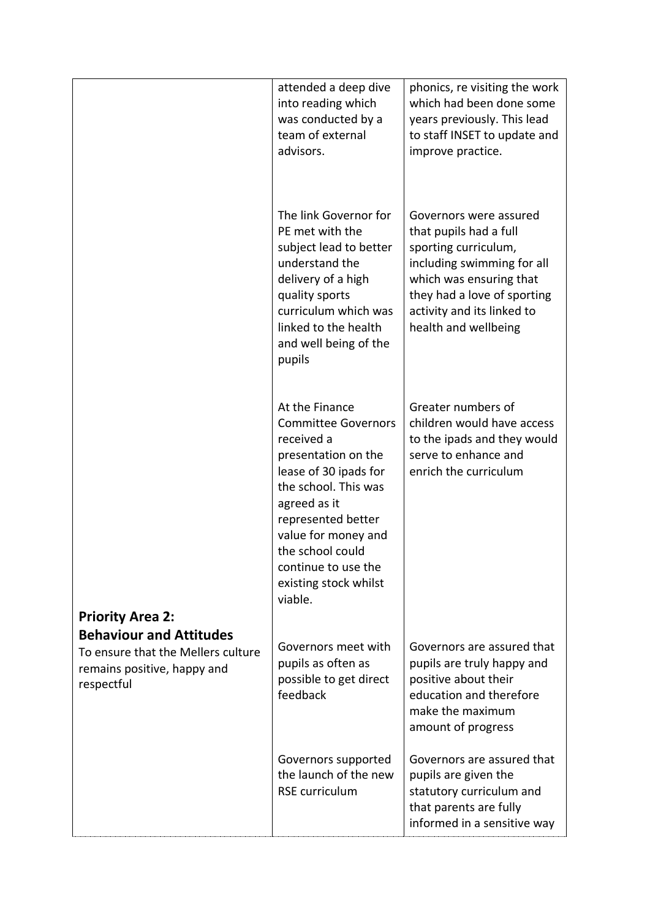| | | |
|---|---|---|
| | attended a deep dive into reading which was conducted by a team of external advisors. | phonics, re visiting the work which had been done some years previously. This lead to staff INSET to update and improve practice. |
| | The link Governor for PE met with the subject lead to better understand the delivery of a high quality sports curriculum which was linked to the health and well being of the pupils | Governors were assured that pupils had a full sporting curriculum, including swimming for all which was ensuring that they had a love of sporting activity and its linked to health and wellbeing |
| | At the Finance Committee Governors received a presentation on the lease of 30 ipads for the school. This was agreed as it represented better value for money and the school could continue to use the existing stock whilst viable. | Greater numbers of children would have access to the ipads and they would serve to enhance and enrich the curriculum |
| **Priority Area 2: Behaviour and Attitudes** To ensure that the Mellers culture remains positive, happy and respectful | Governors meet with pupils as often as possible to get direct feedback | Governors are assured that pupils are truly happy and positive about their education and therefore make the maximum amount of progress |
| | Governors supported the launch of the new RSE curriculum | Governors are assured that pupils are given the statutory curriculum and that parents are fully informed in a sensitive way |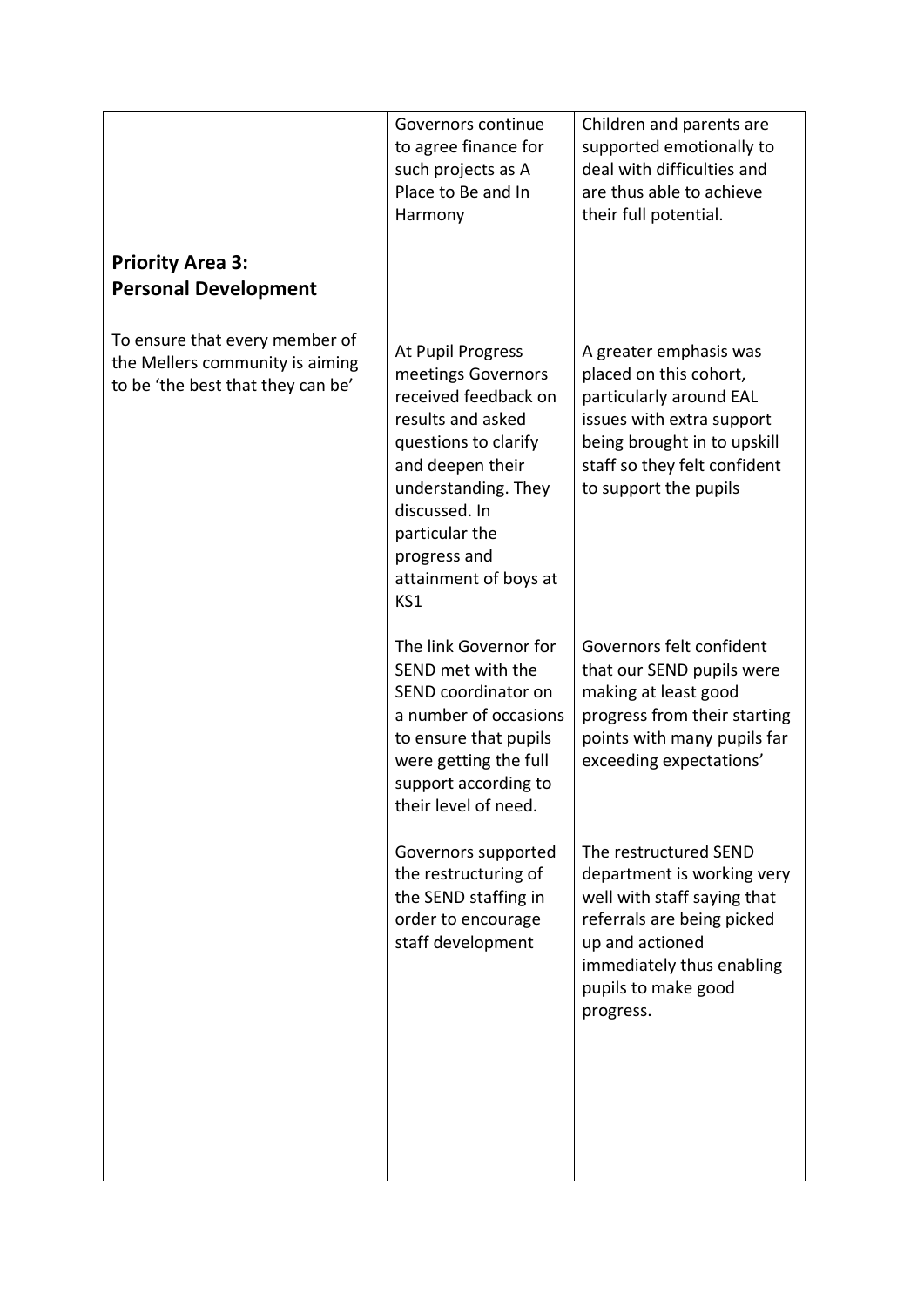|  |  |  |
|---|---|---|
|  | Governors continue to agree finance for such projects as A Place to Be and In Harmony | Children and parents are supported emotionally to deal with difficulties and are thus able to achieve their full potential. |
| **Priority Area 3: Personal Development**<br><br>To ensure that every member of the Mellers community is aiming to be 'the best that they can be' | At Pupil Progress meetings Governors received feedback on results and asked questions to clarify and deepen their understanding. They discussed. In particular the progress and attainment of boys at KS1 | A greater emphasis was placed on this cohort, particularly around EAL issues with extra support being brought in to upskill staff so they felt confident to support the pupils |
|  | The link Governor for SEND met with the SEND coordinator on a number of occasions to ensure that pupils were getting the full support according to their level of need. | Governors felt confident that our SEND pupils were making at least good progress from their starting points with many pupils far exceeding expectations' |
|  | Governors supported the restructuring of the SEND staffing in order to encourage staff development | The restructured SEND department is working very well with staff saying that referrals are being picked up and actioned immediately thus enabling pupils to make good progress. |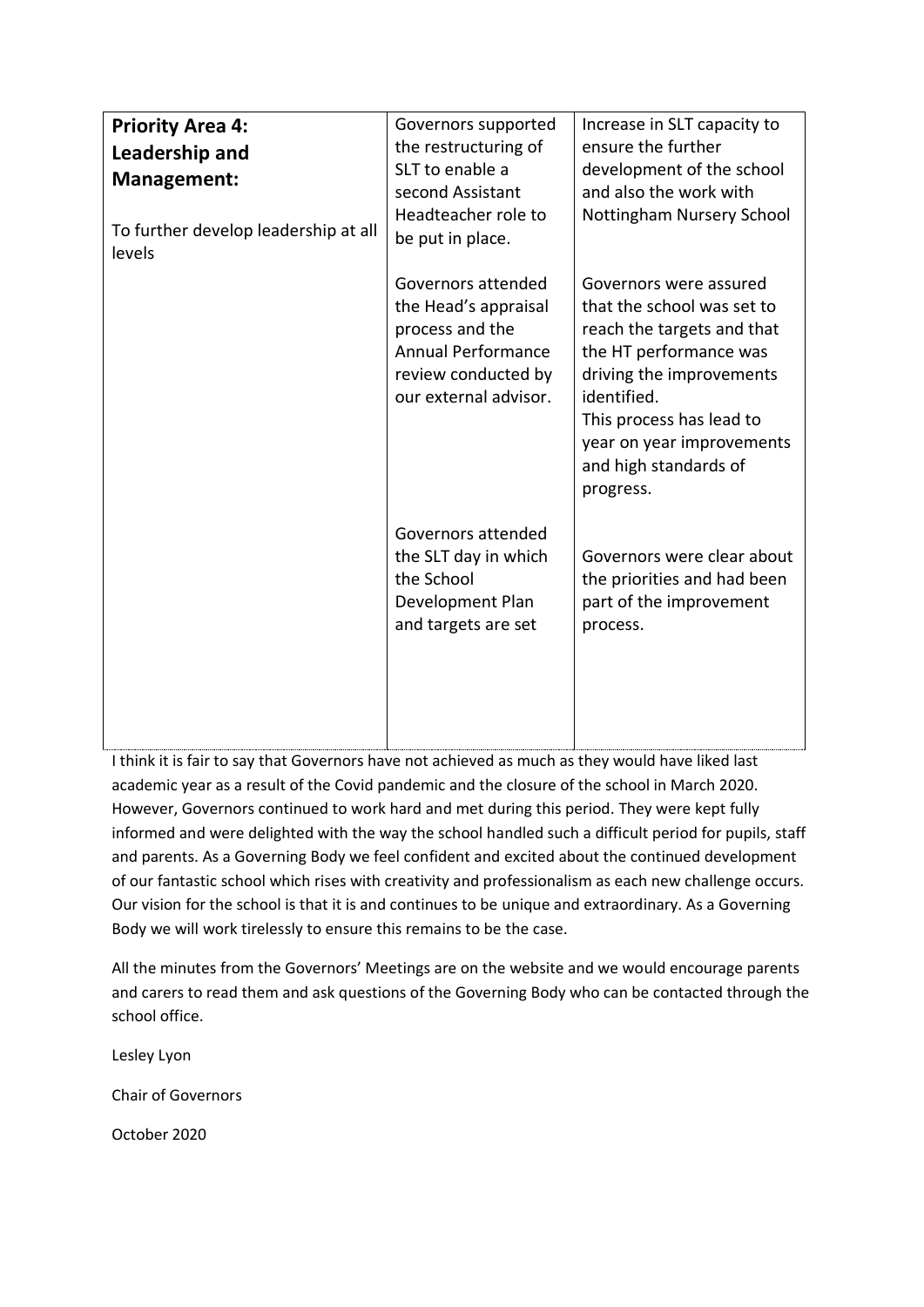| | | |
|---|---|---|
| **Priority Area 4: Leadership and Management:**<br><br>To further develop leadership at all levels | Governors supported the restructuring of SLT to enable a second Assistant Headteacher role to be put in place. | Increase in SLT capacity to ensure the further development of the school and also the work with Nottingham Nursery School |
| | Governors attended the Head's appraisal process and the Annual Performance review conducted by our external advisor. | Governors were assured that the school was set to reach the targets and that the HT performance was driving the improvements identified.<br>This process has lead to year on year improvements and high standards of progress. |
| | Governors attended the SLT day in which the School Development Plan and targets are set | Governors were clear about the priorities and had been part of the improvement process. |

I think it is fair to say that Governors have not achieved as much as they would have liked last academic year as a result of the Covid pandemic and the closure of the school in March 2020. However, Governors continued to work hard and met during this period. They were kept fully informed and were delighted with the way the school handled such a difficult period for pupils, staff and parents. As a Governing Body we feel confident and excited about the continued development of our fantastic school which rises with creativity and professionalism as each new challenge occurs. Our vision for the school is that it is and continues to be unique and extraordinary. As a Governing Body we will work tirelessly to ensure this remains to be the case.

All the minutes from the Governors' Meetings are on the website and we would encourage parents and carers to read them and ask questions of the Governing Body who can be contacted through the school office.

Lesley Lyon

Chair of Governors

October 2020